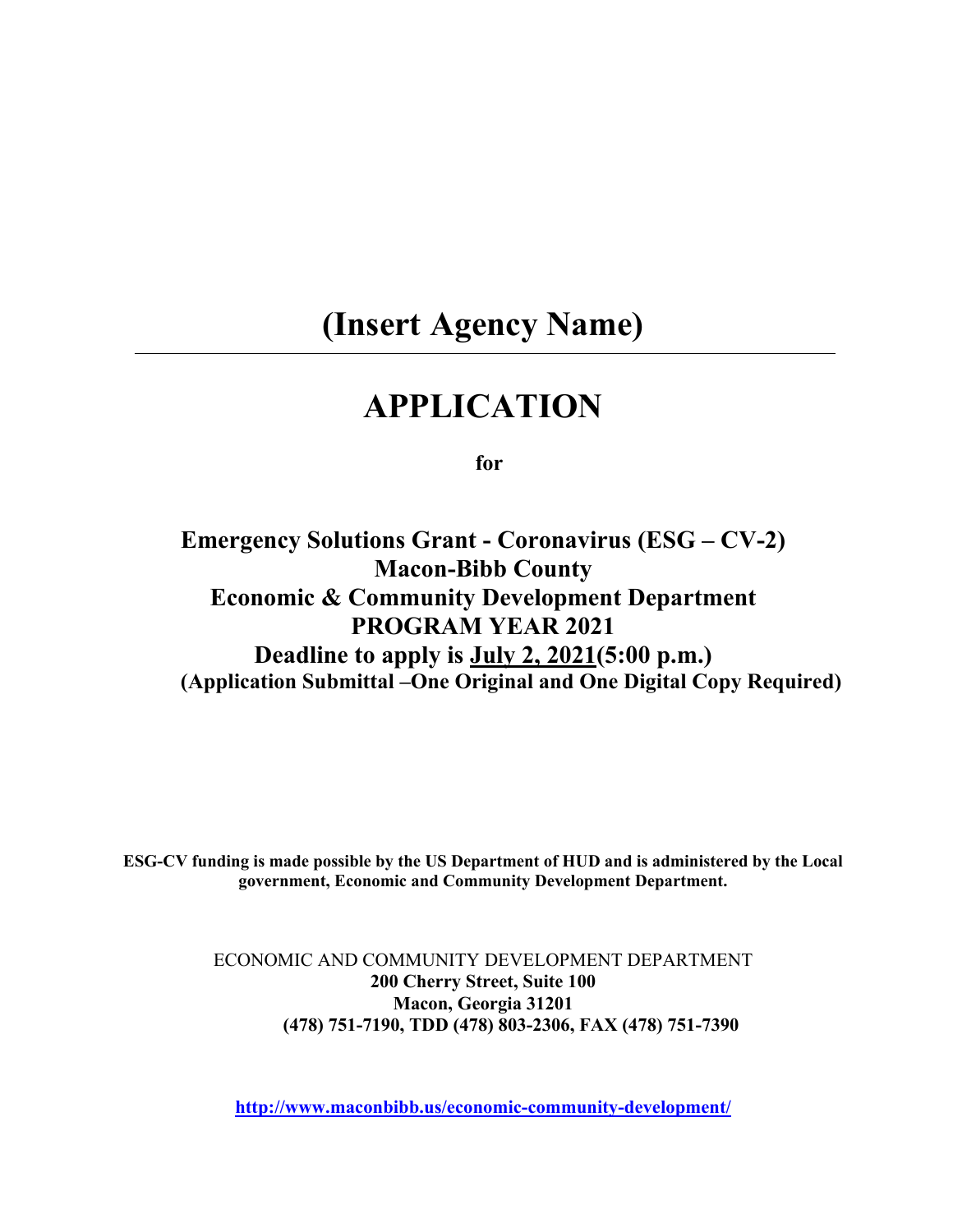# (Insert Agency Name)

---

# APPLICATION

**for**

## Emergency Solutions Grant - Coronavirus (ESG – CV-2)
## Macon-Bibb County
## Economic & Community Development Department
## PROGRAM YEAR 2021
## Deadline to apply is <u>July 2, 2021</u>(5:00 p.m.)

**(Application Submittal –One Original and One Digital Copy Required)**

**ESG-CV funding is made possible by the US Department of HUD and is administered by the Local government, Economic and Community Development Department.**

ECONOMIC AND COMMUNITY DEVELOPMENT DEPARTMENT
**200 Cherry Street, Suite 100**
**Macon, Georgia 31201**
**(478) 751-7190, TDD (478) 803-2306, FAX (478) 751-7390**

**http://www.maconbibb.us/economic-community-development/**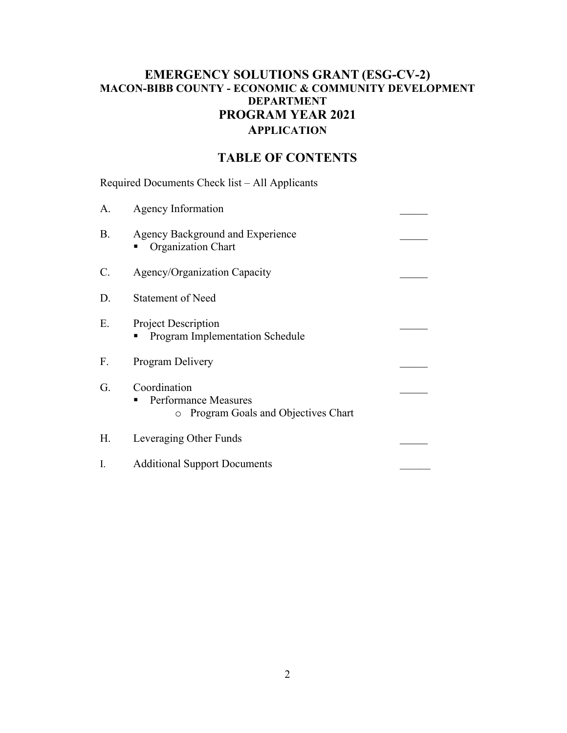# EMERGENCY SOLUTIONS GRANT (ESG-CV-2)
## MACON-BIBB COUNTY - ECONOMIC & COMMUNITY DEVELOPMENT DEPARTMENT
## PROGRAM YEAR 2021
## APPLICATION

## TABLE OF CONTENTS

Required Documents Check list – All Applicants

A. Agency Information _____

B. Agency Background and Experience _____
   - Organization Chart

C. Agency/Organization Capacity _____

D. Statement of Need

E. Project Description _____
   - Program Implementation Schedule

F. Program Delivery _____

G. Coordination _____
   - Performance Measures
     - Program Goals and Objectives Chart

H. Leveraging Other Funds _____

I. Additional Support Documents ______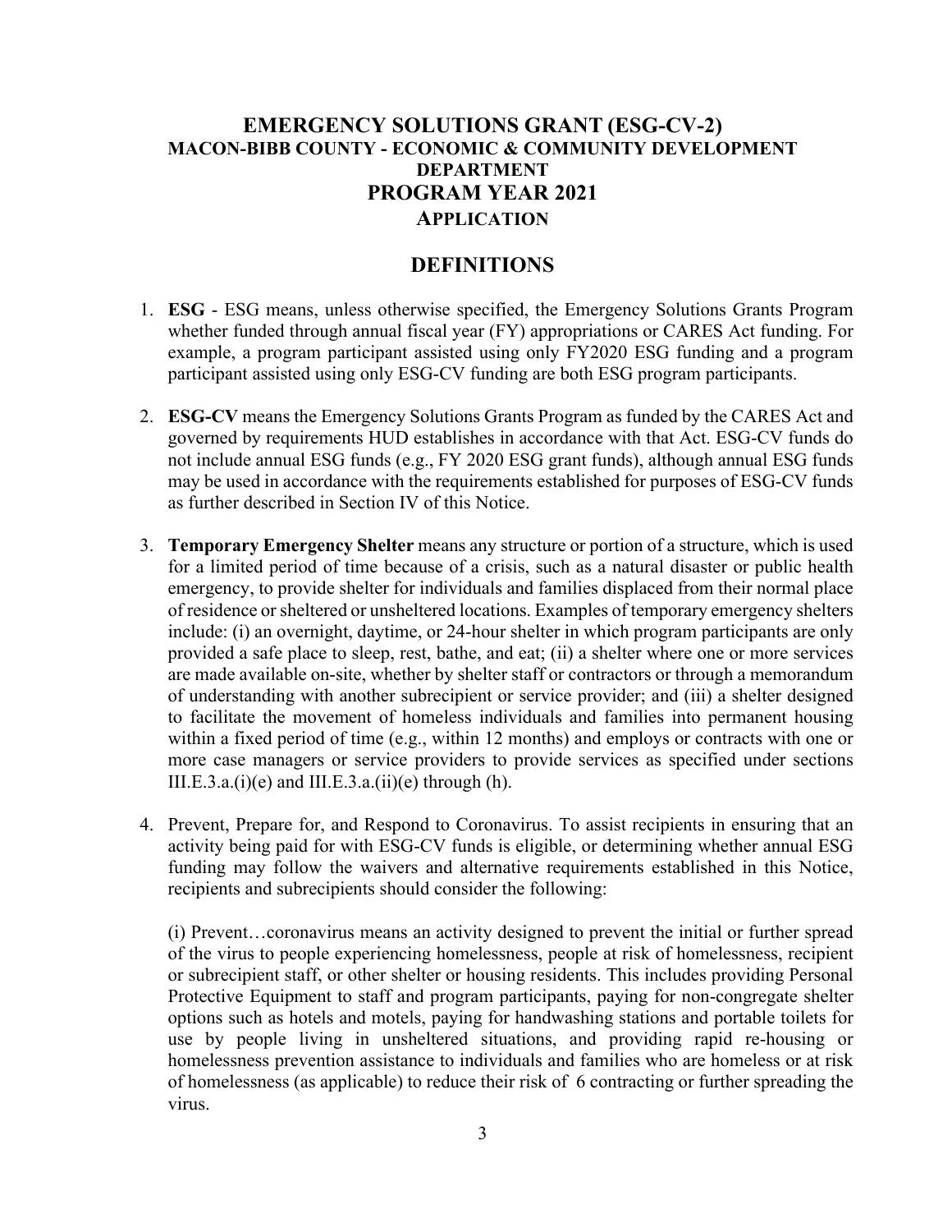# EMERGENCY SOLUTIONS GRANT (ESG-CV-2)

## MACON-BIBB COUNTY - ECONOMIC & COMMUNITY DEVELOPMENT DEPARTMENT

## PROGRAM YEAR 2021

### APPLICATION

## DEFINITIONS

1. **ESG** - ESG means, unless otherwise specified, the Emergency Solutions Grants Program whether funded through annual fiscal year (FY) appropriations or CARES Act funding. For example, a program participant assisted using only FY2020 ESG funding and a program participant assisted using only ESG-CV funding are both ESG program participants.

2. **ESG-CV** means the Emergency Solutions Grants Program as funded by the CARES Act and governed by requirements HUD establishes in accordance with that Act. ESG-CV funds do not include annual ESG funds (e.g., FY 2020 ESG grant funds), although annual ESG funds may be used in accordance with the requirements established for purposes of ESG-CV funds as further described in Section IV of this Notice.

3. **Temporary Emergency Shelter** means any structure or portion of a structure, which is used for a limited period of time because of a crisis, such as a natural disaster or public health emergency, to provide shelter for individuals and families displaced from their normal place of residence or sheltered or unsheltered locations. Examples of temporary emergency shelters include: (i) an overnight, daytime, or 24-hour shelter in which program participants are only provided a safe place to sleep, rest, bathe, and eat; (ii) a shelter where one or more services are made available on-site, whether by shelter staff or contractors or through a memorandum of understanding with another subrecipient or service provider; and (iii) a shelter designed to facilitate the movement of homeless individuals and families into permanent housing within a fixed period of time (e.g., within 12 months) and employs or contracts with one or more case managers or service providers to provide services as specified under sections III.E.3.a.(i)(e) and III.E.3.a.(ii)(e) through (h).

4. Prevent, Prepare for, and Respond to Coronavirus. To assist recipients in ensuring that an activity being paid for with ESG-CV funds is eligible, or determining whether annual ESG funding may follow the waivers and alternative requirements established in this Notice, recipients and subrecipients should consider the following:

   (i) Prevent…coronavirus means an activity designed to prevent the initial or further spread of the virus to people experiencing homelessness, people at risk of homelessness, recipient or subrecipient staff, or other shelter or housing residents. This includes providing Personal Protective Equipment to staff and program participants, paying for non-congregate shelter options such as hotels and motels, paying for handwashing stations and portable toilets for use by people living in unsheltered situations, and providing rapid re-housing or homelessness prevention assistance to individuals and families who are homeless or at risk of homelessness (as applicable) to reduce their risk of 6 contracting or further spreading the virus.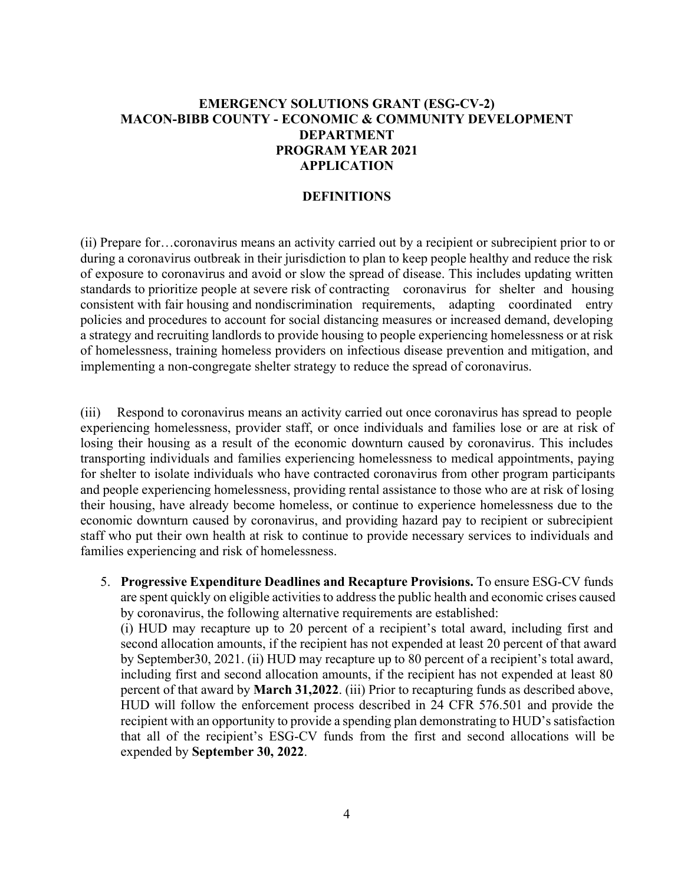**EMERGENCY SOLUTIONS GRANT (ESG-CV-2)**
**MACON-BIBB COUNTY - ECONOMIC & COMMUNITY DEVELOPMENT DEPARTMENT**
**PROGRAM YEAR 2021**
**APPLICATION**

**DEFINITIONS**

(ii) Prepare for…coronavirus means an activity carried out by a recipient or subrecipient prior to or during a coronavirus outbreak in their jurisdiction to plan to keep people healthy and reduce the risk of exposure to coronavirus and avoid or slow the spread of disease. This includes updating written standards to prioritize people at severe risk of contracting coronavirus for shelter and housing consistent with fair housing and nondiscrimination requirements, adapting coordinated entry policies and procedures to account for social distancing measures or increased demand, developing a strategy and recruiting landlords to provide housing to people experiencing homelessness or at risk of homelessness, training homeless providers on infectious disease prevention and mitigation, and implementing a non-congregate shelter strategy to reduce the spread of coronavirus.

(iii) Respond to coronavirus means an activity carried out once coronavirus has spread to people experiencing homelessness, provider staff, or once individuals and families lose or are at risk of losing their housing as a result of the economic downturn caused by coronavirus. This includes transporting individuals and families experiencing homelessness to medical appointments, paying for shelter to isolate individuals who have contracted coronavirus from other program participants and people experiencing homelessness, providing rental assistance to those who are at risk of losing their housing, have already become homeless, or continue to experience homelessness due to the economic downturn caused by coronavirus, and providing hazard pay to recipient or subrecipient staff who put their own health at risk to continue to provide necessary services to individuals and families experiencing and risk of homelessness.

5. **Progressive Expenditure Deadlines and Recapture Provisions.** To ensure ESG-CV funds are spent quickly on eligible activities to address the public health and economic crises caused by coronavirus, the following alternative requirements are established:
   (i) HUD may recapture up to 20 percent of a recipient's total award, including first and second allocation amounts, if the recipient has not expended at least 20 percent of that award by September30, 2021. (ii) HUD may recapture up to 80 percent of a recipient's total award, including first and second allocation amounts, if the recipient has not expended at least 80 percent of that award by **March 31,2022**. (iii) Prior to recapturing funds as described above, HUD will follow the enforcement process described in 24 CFR 576.501 and provide the recipient with an opportunity to provide a spending plan demonstrating to HUD's satisfaction that all of the recipient's ESG-CV funds from the first and second allocations will be expended by **September 30, 2022**.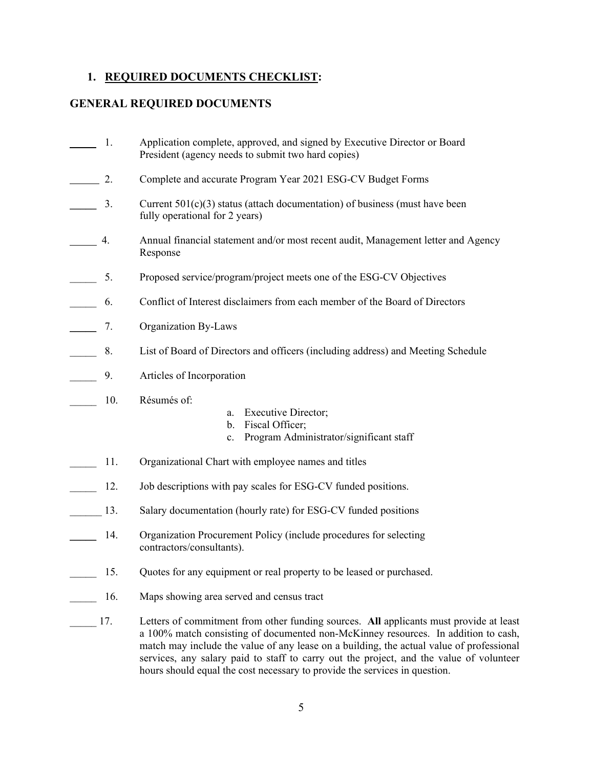## 1. REQUIRED DOCUMENTS CHECKLIST:

### GENERAL REQUIRED DOCUMENTS

_____ 1. Application complete, approved, and signed by Executive Director or Board President (agency needs to submit two hard copies)

_____ 2. Complete and accurate Program Year 2021 ESG-CV Budget Forms

_____ 3. Current 501(c)(3) status (attach documentation) of business (must have been fully operational for 2 years)

_____ 4. Annual financial statement and/or most recent audit, Management letter and Agency Response

_____ 5. Proposed service/program/project meets one of the ESG-CV Objectives

_____ 6. Conflict of Interest disclaimers from each member of the Board of Directors

_____ 7. Organization By-Laws

_____ 8. List of Board of Directors and officers (including address) and Meeting Schedule

_____ 9. Articles of Incorporation

_____ 10. Résumés of:

a. Executive Director;
b. Fiscal Officer;
c. Program Administrator/significant staff

_____ 11. Organizational Chart with employee names and titles

_____ 12. Job descriptions with pay scales for ESG-CV funded positions.

_____ 13. Salary documentation (hourly rate) for ESG-CV funded positions

_____ 14. Organization Procurement Policy (include procedures for selecting contractors/consultants).

_____ 15. Quotes for any equipment or real property to be leased or purchased.

_____ 16. Maps showing area served and census tract

_____ 17. Letters of commitment from other funding sources. **All** applicants must provide at least a 100% match consisting of documented non-McKinney resources. In addition to cash, match may include the value of any lease on a building, the actual value of professional services, any salary paid to staff to carry out the project, and the value of volunteer hours should equal the cost necessary to provide the services in question.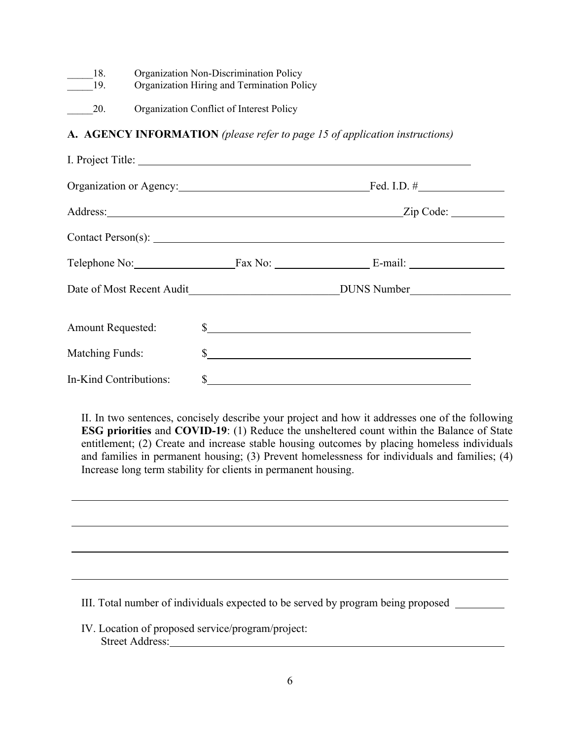_____18. Organization Non-Discrimination Policy

_____19. Organization Hiring and Termination Policy

_____20. Organization Conflict of Interest Policy

**A. AGENCY INFORMATION** *(please refer to page 15 of application instructions)*

I. Project Title: ______________________________________________

Organization or Agency: ______________________________ Fed. I.D. # ______________

Address: ______________________________________________ Zip Code: __________

Contact Person(s): ______________________________________________

Telephone No: ________________ Fax No: ________________ E-mail: ________________

Date of Most Recent Audit ______________________ DUNS Number ________________

Amount Requested: $______________________________________________

Matching Funds: $______________________________________________

In-Kind Contributions: $______________________________________________

II. In two sentences, concisely describe your project and how it addresses one of the following **ESG priorities** and **COVID-19**: (1) Reduce the unsheltered count within the Balance of State entitlement; (2) Create and increase stable housing outcomes by placing homeless individuals and families in permanent housing; (3) Prevent homelessness for individuals and families; (4) Increase long term stability for clients in permanent housing.

______________________________________________________________________________

______________________________________________________________________________

______________________________________________________________________________

______________________________________________________________________________

III. Total number of individuals expected to be served by program being proposed _________

IV. Location of proposed service/program/project:

Street Address: ______________________________________________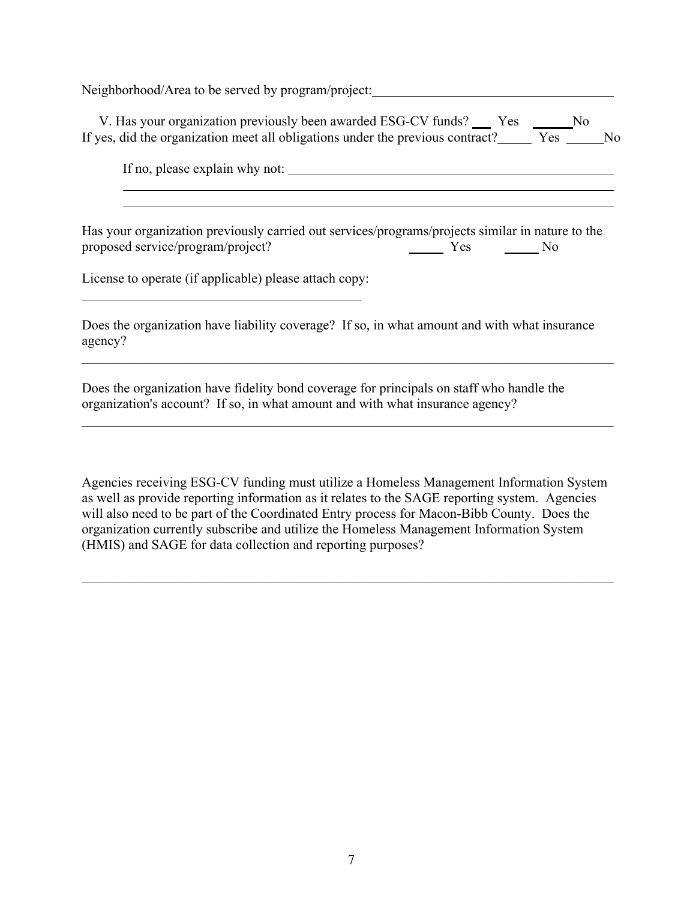Neighborhood/Area to be served by program/project: ____________________________________

V. Has your organization previously been awarded ESG-CV funds? ___ Yes ______No
If yes, did the organization meet all obligations under the previous contract?_____ Yes ______No

If no, please explain why not: ____________________________________________________

____________________________________________________________________________

____________________________________________________________________________

Has your organization previously carried out services/programs/projects similar in nature to the proposed service/program/project? _____ Yes _____ No

License to operate (if applicable) please attach copy:

____________________________________________

Does the organization have liability coverage? If so, in what amount and with what insurance agency?

____________________________________________________________________________

Does the organization have fidelity bond coverage for principals on staff who handle the organization's account? If so, in what amount and with what insurance agency?

____________________________________________________________________________

Agencies receiving ESG-CV funding must utilize a Homeless Management Information System as well as provide reporting information as it relates to the SAGE reporting system. Agencies will also need to be part of the Coordinated Entry process for Macon-Bibb County. Does the organization currently subscribe and utilize the Homeless Management Information System (HMIS) and SAGE for data collection and reporting purposes?

____________________________________________________________________________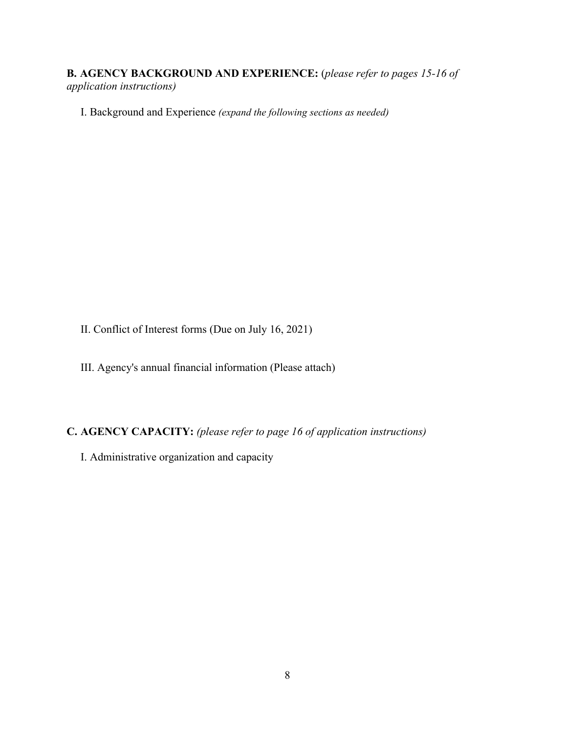**B. AGENCY BACKGROUND AND EXPERIENCE:** (*please refer to pages 15-16 of application instructions)*

I. Background and Experience *(expand the following sections as needed)*

II. Conflict of Interest forms (Due on July 16, 2021)

III. Agency's annual financial information (Please attach)

**C. AGENCY CAPACITY:** *(please refer to page 16 of application instructions)*

I. Administrative organization and capacity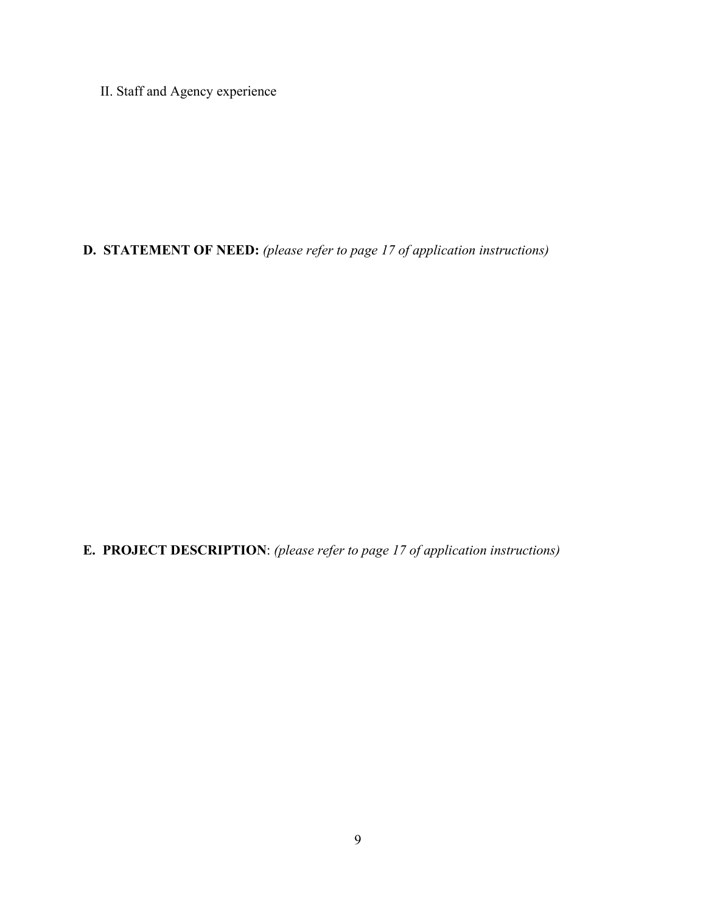II. Staff and Agency experience

**D. STATEMENT OF NEED:** *(please refer to page 17 of application instructions)*

**E. PROJECT DESCRIPTION**: *(please refer to page 17 of application instructions)*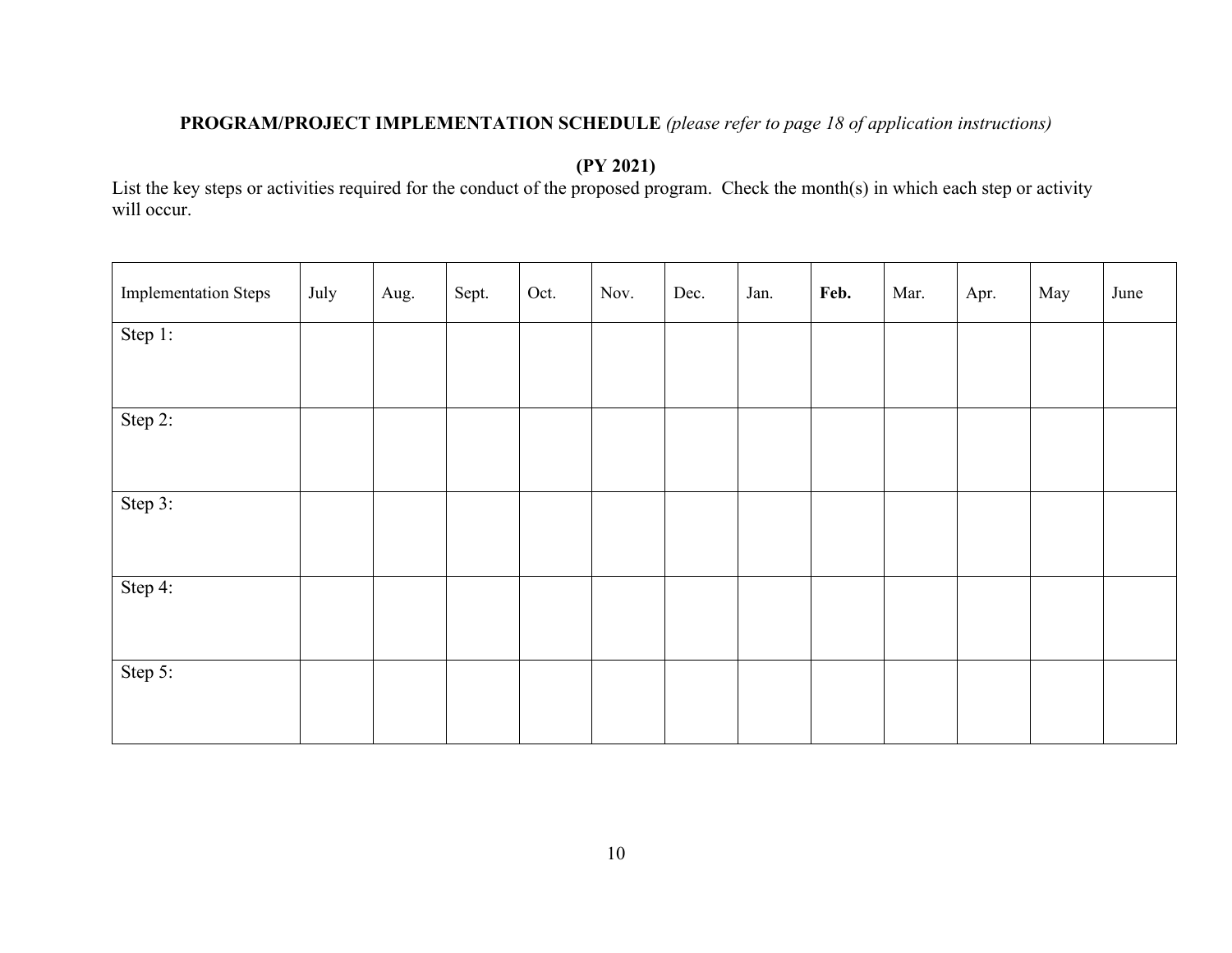**PROGRAM/PROJECT IMPLEMENTATION SCHEDULE** *(please refer to page 18 of application instructions)*

**(PY 2021)**

List the key steps or activities required for the conduct of the proposed program. Check the month(s) in which each step or activity will occur.

| Implementation Steps | July | Aug. | Sept. | Oct. | Nov. | Dec. | Jan. | **Feb.** | Mar. | Apr. | May | June |
|---|---|---|---|---|---|---|---|---|---|---|---|---|
| Step 1: | | | | | | | | | | | | |
| Step 2: | | | | | | | | | | | | |
| Step 3: | | | | | | | | | | | | |
| Step 4: | | | | | | | | | | | | |
| Step 5: | | | | | | | | | | | | |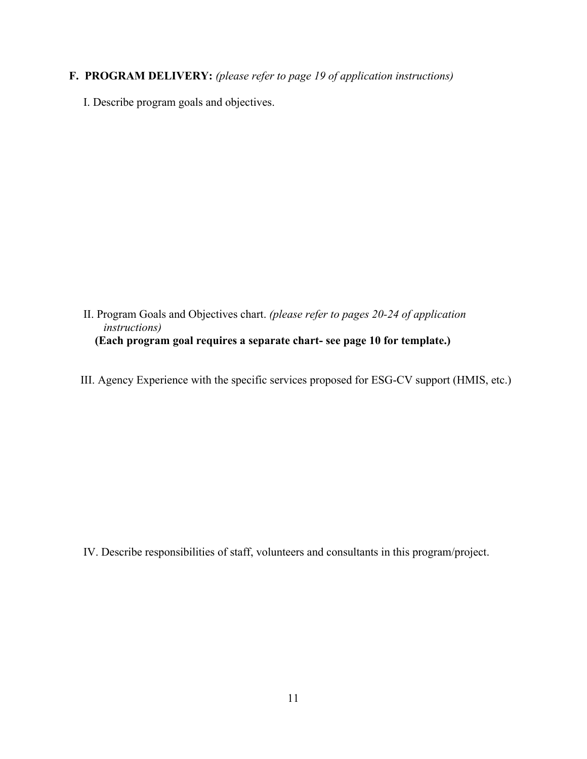## F. PROGRAM DELIVERY: *(please refer to page 19 of application instructions)*

I. Describe program goals and objectives.

II. Program Goals and Objectives chart. *(please refer to pages 20-24 of application instructions)*
**(Each program goal requires a separate chart- see page 10 for template.)**

III. Agency Experience with the specific services proposed for ESG-CV support (HMIS, etc.)

IV. Describe responsibilities of staff, volunteers and consultants in this program/project.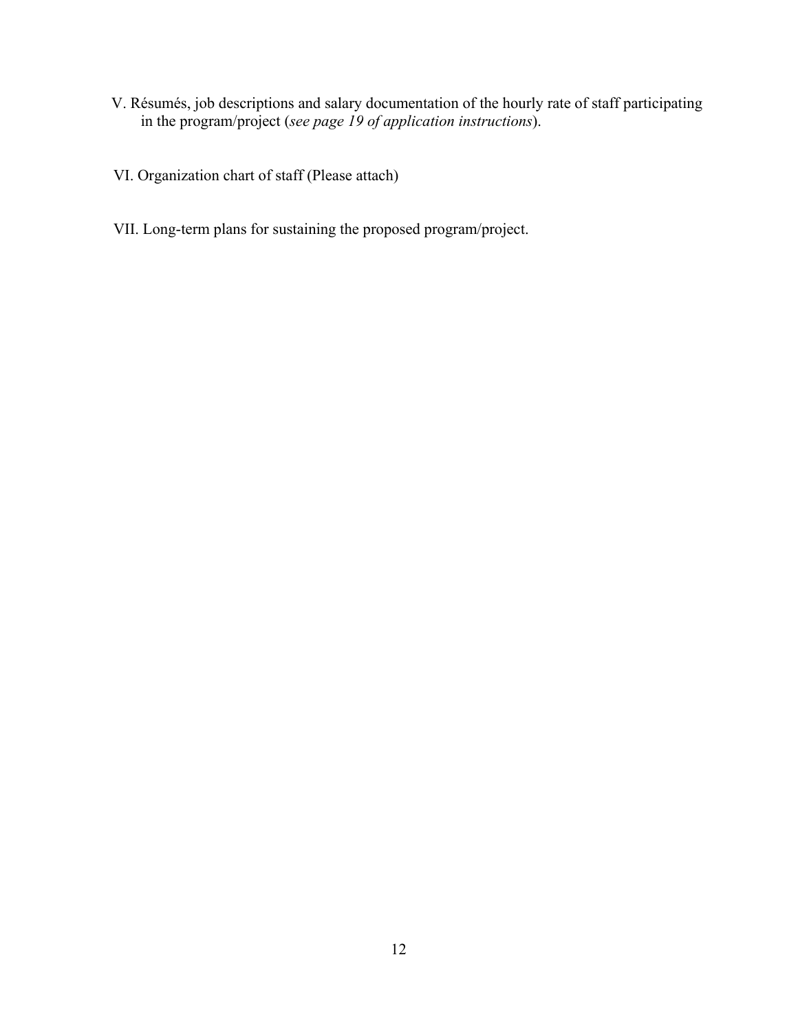V. Résumés, job descriptions and salary documentation of the hourly rate of staff participating in the program/project (*see page 19 of application instructions*).

VI. Organization chart of staff (Please attach)

VII. Long-term plans for sustaining the proposed program/project.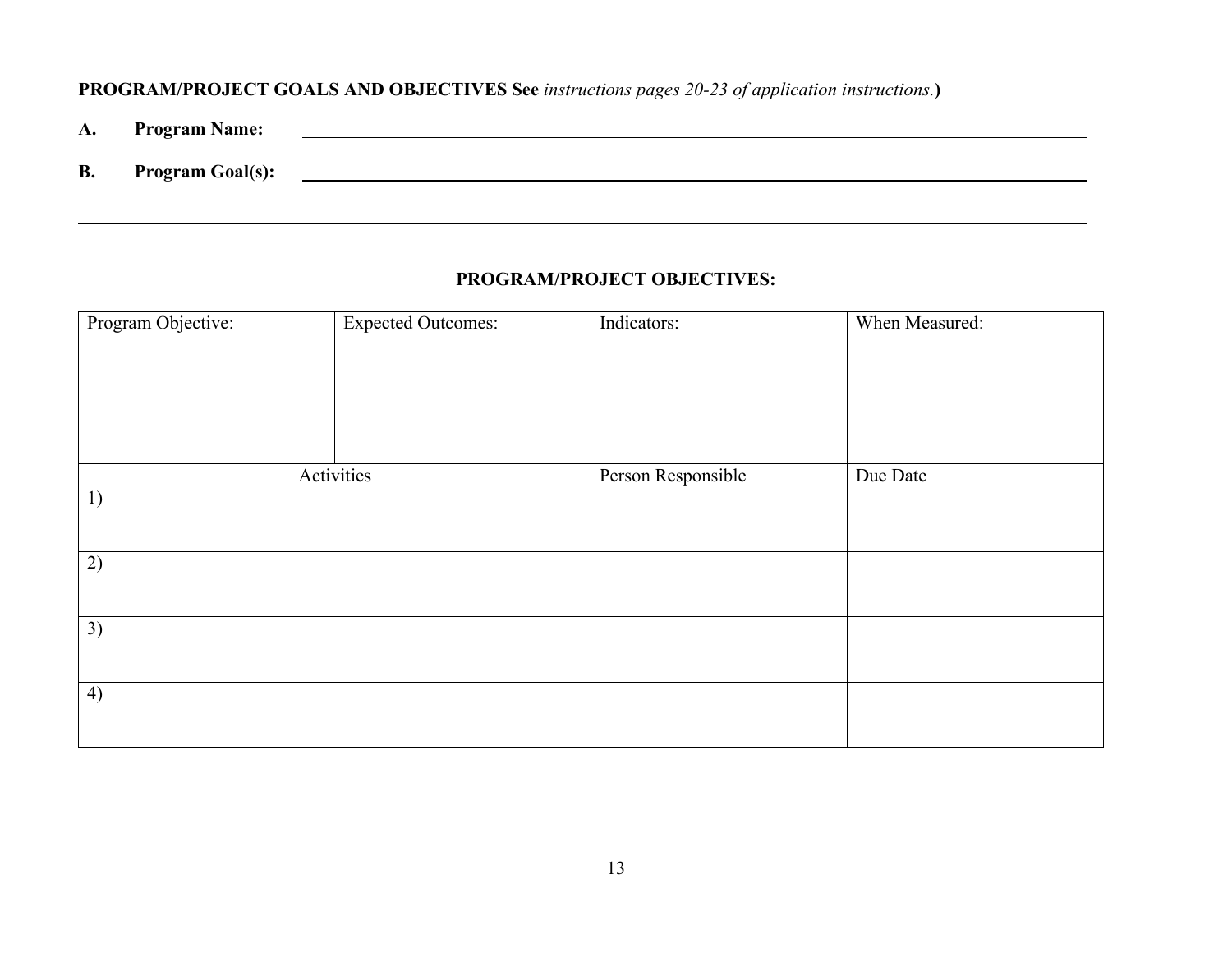**PROGRAM/PROJECT GOALS AND OBJECTIVES See** *instructions pages 20-23 of application instructions.***)**

**A. Program Name:** ______________________________________________________________

**B. Program Goal(s):** ______________________________________________________________

______________________________________________________________

**PROGRAM/PROJECT OBJECTIVES:**

| Program Objective: | Expected Outcomes: | Indicators: | When Measured: |
|---|---|---|---|
| | | | |
| Activities | | Person Responsible | Due Date |
| 1) | | | |
| 2) | | | |
| 3) | | | |
| 4) | | | |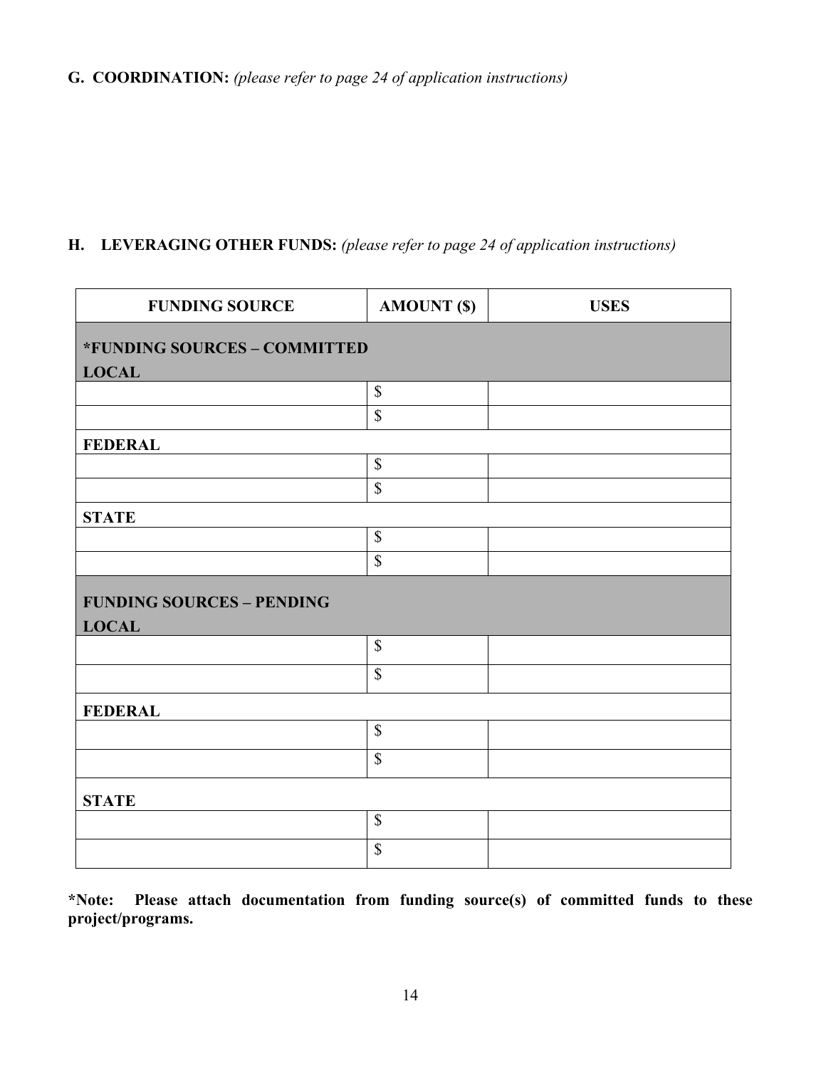**G. COORDINATION:** *(please refer to page 24 of application instructions)*

**H. LEVERAGING OTHER FUNDS:** *(please refer to page 24 of application instructions)*

| FUNDING SOURCE | AMOUNT ($) | USES |
|---|---|---|
| ***FUNDING SOURCES – COMMITTED** | | |
| **LOCAL** | | |
| | $ | |
| | $ | |
| **FEDERAL** | | |
| | $ | |
| | $ | |
| **STATE** | | |
| | $ | |
| | $ | |
| **FUNDING SOURCES – PENDING** | | |
| **LOCAL** | | |
| | $ | |
| | $ | |
| **FEDERAL** | | |
| | $ | |
| | $ | |
| **STATE** | | |
| | $ | |
| | $ | |

***Note: Please attach documentation from funding source(s) of committed funds to these project/programs.**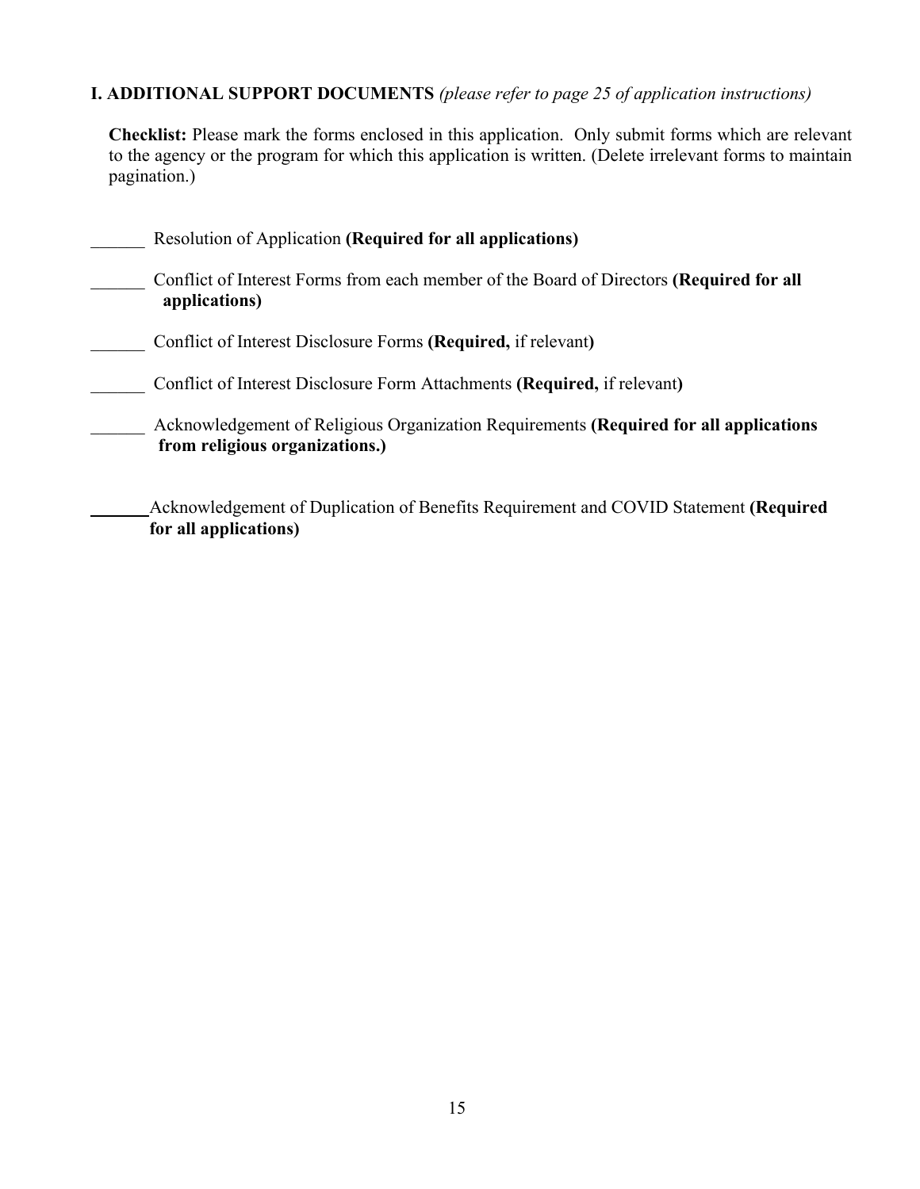**I. ADDITIONAL SUPPORT DOCUMENTS** *(please refer to page 25 of application instructions)*

**Checklist:** Please mark the forms enclosed in this application. Only submit forms which are relevant to the agency or the program for which this application is written. (Delete irrelevant forms to maintain pagination.)

______ Resolution of Application **(Required for all applications)**

______ Conflict of Interest Forms from each member of the Board of Directors **(Required for all applications)**

______ Conflict of Interest Disclosure Forms **(Required,** if relevant**)**

______ Conflict of Interest Disclosure Form Attachments **(Required,** if relevant**)**

______ Acknowledgement of Religious Organization Requirements **(Required for all applications from religious organizations.)**

______ Acknowledgement of Duplication of Benefits Requirement and COVID Statement **(Required for all applications)**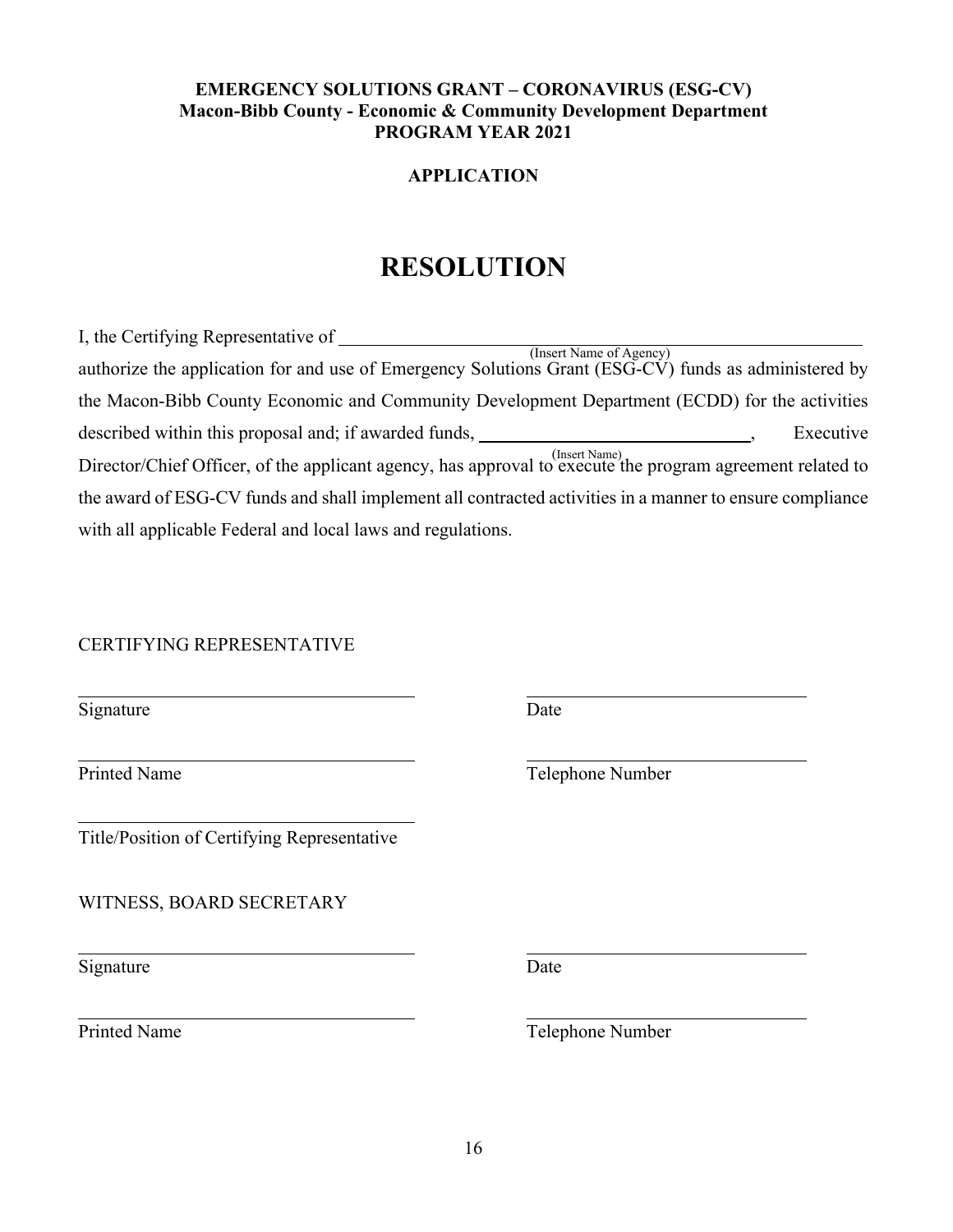**EMERGENCY SOLUTIONS GRANT – CORONAVIRUS (ESG-CV)**
**Macon-Bibb County - Economic & Community Development Department**
**PROGRAM YEAR 2021**

**APPLICATION**

# RESOLUTION

I, the Certifying Representative of ______________________________________________
(Insert Name of Agency)
authorize the application for and use of Emergency Solutions Grant (ESG-CV) funds as administered by the Macon-Bibb County Economic and Community Development Department (ECDD) for the activities described within this proposal and; if awarded funds, ______________________________, Executive Director/Chief Officer, of the applicant agency, has approval to execute the program agreement related to the award of ESG-CV funds and shall implement all contracted activities in a manner to ensure compliance with all applicable Federal and local laws and regulations.
(Insert Name)

CERTIFYING REPRESENTATIVE

______________________________ ______________________________
Signature Date

______________________________ ______________________________
Printed Name Telephone Number

______________________________
Title/Position of Certifying Representative

WITNESS, BOARD SECRETARY

______________________________ ______________________________
Signature Date

______________________________ ______________________________
Printed Name Telephone Number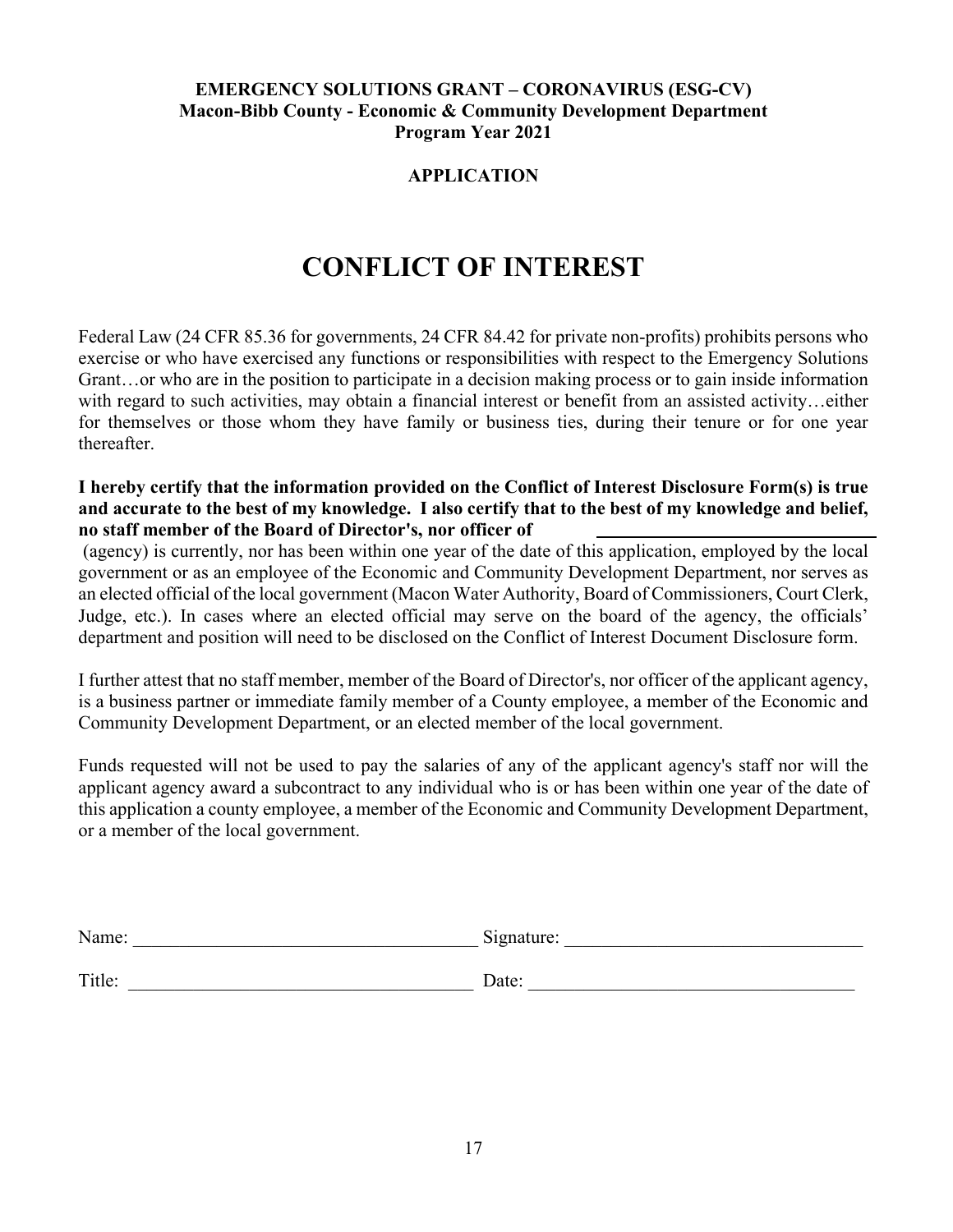**EMERGENCY SOLUTIONS GRANT – CORONAVIRUS (ESG-CV)**
**Macon-Bibb County - Economic & Community Development Department**
**Program Year 2021**

**APPLICATION**

# CONFLICT OF INTEREST

Federal Law (24 CFR 85.36 for governments, 24 CFR 84.42 for private non-profits) prohibits persons who exercise or who have exercised any functions or responsibilities with respect to the Emergency Solutions Grant…or who are in the position to participate in a decision making process or to gain inside information with regard to such activities, may obtain a financial interest or benefit from an assisted activity…either for themselves or those whom they have family or business ties, during their tenure or for one year thereafter.

**I hereby certify that the information provided on the Conflict of Interest Disclosure Form(s) is true and accurate to the best of my knowledge. I also certify that to the best of my knowledge and belief, no staff member of the Board of Director's, nor officer of ______________________________** (agency) is currently, nor has been within one year of the date of this application, employed by the local government or as an employee of the Economic and Community Development Department, nor serves as an elected official of the local government (Macon Water Authority, Board of Commissioners, Court Clerk, Judge, etc.). In cases where an elected official may serve on the board of the agency, the officials' department and position will need to be disclosed on the Conflict of Interest Document Disclosure form.

I further attest that no staff member, member of the Board of Director's, nor officer of the applicant agency, is a business partner or immediate family member of a County employee, a member of the Economic and Community Development Department, or an elected member of the local government.

Funds requested will not be used to pay the salaries of any of the applicant agency's staff nor will the applicant agency award a subcontract to any individual who is or has been within one year of the date of this application a county employee, a member of the Economic and Community Development Department, or a member of the local government.

Name: ______________________________________ Signature: ________________________________

Title: ______________________________________ Date: ____________________________________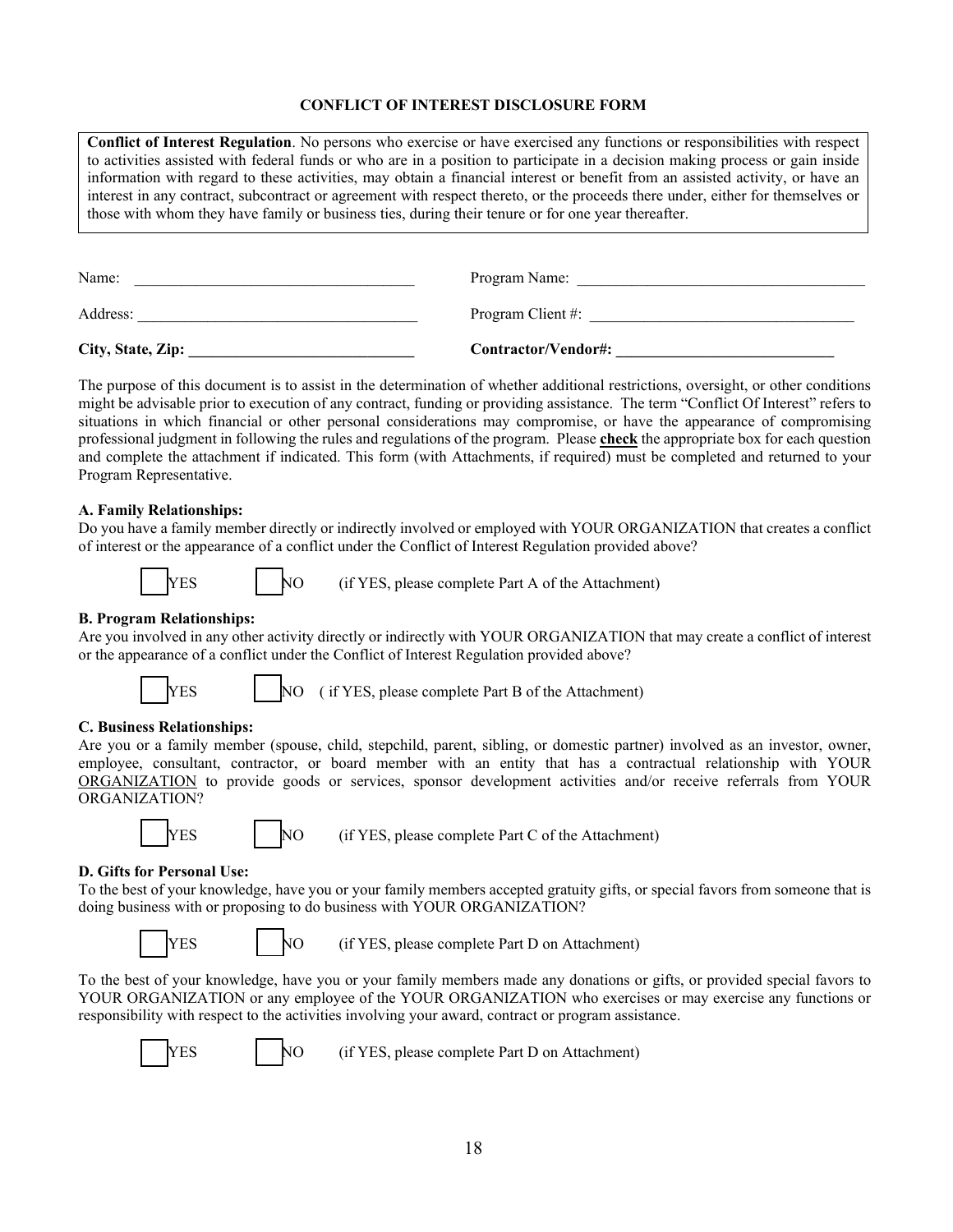## CONFLICT OF INTEREST DISCLOSURE FORM

> **Conflict of Interest Regulation**. No persons who exercise or have exercised any functions or responsibilities with respect to activities assisted with federal funds or who are in a position to participate in a decision making process or gain inside information with regard to these activities, may obtain a financial interest or benefit from an assisted activity, or have an interest in any contract, subcontract or agreement with respect thereto, or the proceeds there under, either for themselves or those with whom they have family or business ties, during their tenure or for one year thereafter.

Name: ___________________________________ Program Name: ____________________________________

Address: ___________________________________ Program Client #: _________________________________

**City, State, Zip: ____________________________** **Contractor/Vendor#: ____________________________**

The purpose of this document is to assist in the determination of whether additional restrictions, oversight, or other conditions might be advisable prior to execution of any contract, funding or providing assistance. The term "Conflict Of Interest" refers to situations in which financial or other personal considerations may compromise, or have the appearance of compromising professional judgment in following the rules and regulations of the program. Please **check** the appropriate box for each question and complete the attachment if indicated. This form (with Attachments, if required) must be completed and returned to your Program Representative.

**A. Family Relationships:**
Do you have a family member directly or indirectly involved or employed with YOUR ORGANIZATION that creates a conflict of interest or the appearance of a conflict under the Conflict of Interest Regulation provided above?

☐ YES ☐ NO (if YES, please complete Part A of the Attachment)

**B. Program Relationships:**
Are you involved in any other activity directly or indirectly with YOUR ORGANIZATION that may create a conflict of interest or the appearance of a conflict under the Conflict of Interest Regulation provided above?

☐ YES ☐ NO ( if YES, please complete Part B of the Attachment)

**C. Business Relationships:**
Are you or a family member (spouse, child, stepchild, parent, sibling, or domestic partner) involved as an investor, owner, employee, consultant, contractor, or board member with an entity that has a contractual relationship with YOUR ORGANIZATION to provide goods or services, sponsor development activities and/or receive referrals from YOUR ORGANIZATION?

☐ YES ☐ NO (if YES, please complete Part C of the Attachment)

**D. Gifts for Personal Use:**
To the best of your knowledge, have you or your family members accepted gratuity gifts, or special favors from someone that is doing business with or proposing to do business with YOUR ORGANIZATION?

☐ YES ☐ NO (if YES, please complete Part D on Attachment)

To the best of your knowledge, have you or your family members made any donations or gifts, or provided special favors to YOUR ORGANIZATION or any employee of the YOUR ORGANIZATION who exercises or may exercise any functions or responsibility with respect to the activities involving your award, contract or program assistance.

☐ YES ☐ NO (if YES, please complete Part D on Attachment)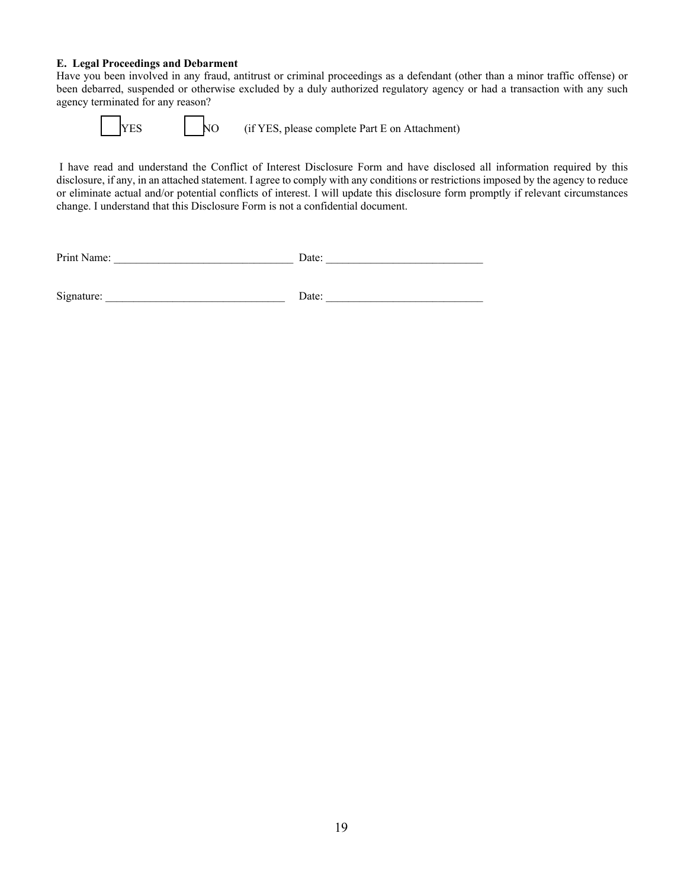**E. Legal Proceedings and Debarment**

Have you been involved in any fraud, antitrust or criminal proceedings as a defendant (other than a minor traffic offense) or been debarred, suspended or otherwise excluded by a duly authorized regulatory agency or had a transaction with any such agency terminated for any reason?

☐ YES ☐ NO (if YES, please complete Part E on Attachment)

I have read and understand the Conflict of Interest Disclosure Form and have disclosed all information required by this disclosure, if any, in an attached statement. I agree to comply with any conditions or restrictions imposed by the agency to reduce or eliminate actual and/or potential conflicts of interest. I will update this disclosure form promptly if relevant circumstances change. I understand that this Disclosure Form is not a confidential document.

Print Name: ________________________________ Date: ____________________________

Signature: ________________________________ Date: ____________________________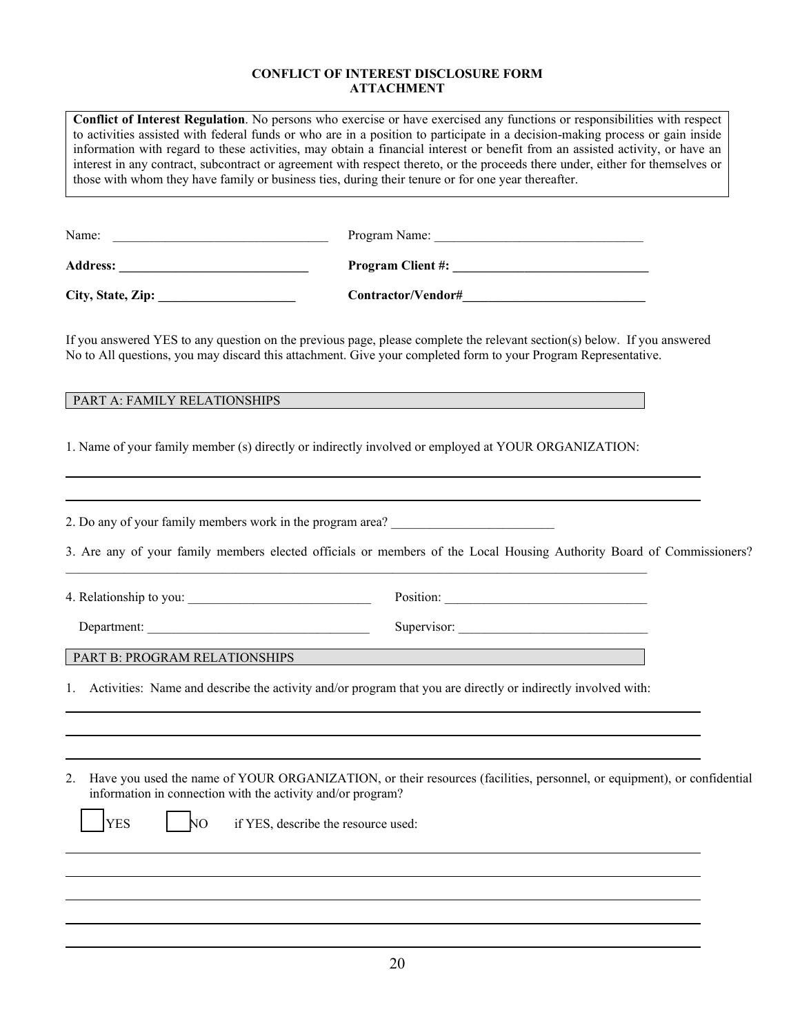**CONFLICT OF INTEREST DISCLOSURE FORM**
**ATTACHMENT**

> **Conflict of Interest Regulation**. No persons who exercise or have exercised any functions or responsibilities with respect to activities assisted with federal funds or who are in a position to participate in a decision-making process or gain inside information with regard to these activities, may obtain a financial interest or benefit from an assisted activity, or have an interest in any contract, subcontract or agreement with respect thereto, or the proceeds there under, either for themselves or those with whom they have family or business ties, during their tenure or for one year thereafter.

Name: ________________________________ Program Name: ________________________________

**Address: ______________________________** **Program Client #: ______________________________**

**City, State, Zip: _____________________** **Contractor/Vendor#____________________________**

If you answered YES to any question on the previous page, please complete the relevant section(s) below. If you answered No to All questions, you may discard this attachment. Give your completed form to your Program Representative.

## PART A: FAMILY RELATIONSHIPS

1. Name of your family member (s) directly or indirectly involved or employed at YOUR ORGANIZATION:

_______________________________________________________________________________

_______________________________________________________________________________

2. Do any of your family members work in the program area? _________________________

3. Are any of your family members elected officials or members of the Local Housing Authority Board of Commissioners? _______________________________________________________________________________

4. Relationship to you: ____________________________ Position: _______________________________

   Department: _________________________________ Supervisor: _____________________________

## PART B: PROGRAM RELATIONSHIPS

1. Activities: Name and describe the activity and/or program that you are directly or indirectly involved with:

_______________________________________________________________________________

_______________________________________________________________________________

_______________________________________________________________________________

2. Have you used the name of YOUR ORGANIZATION, or their resources (facilities, personnel, or equipment), or confidential information in connection with the activity and/or program?

   ☐ YES ☐ NO if YES, describe the resource used:

_______________________________________________________________________________

_______________________________________________________________________________

_______________________________________________________________________________

_______________________________________________________________________________

_______________________________________________________________________________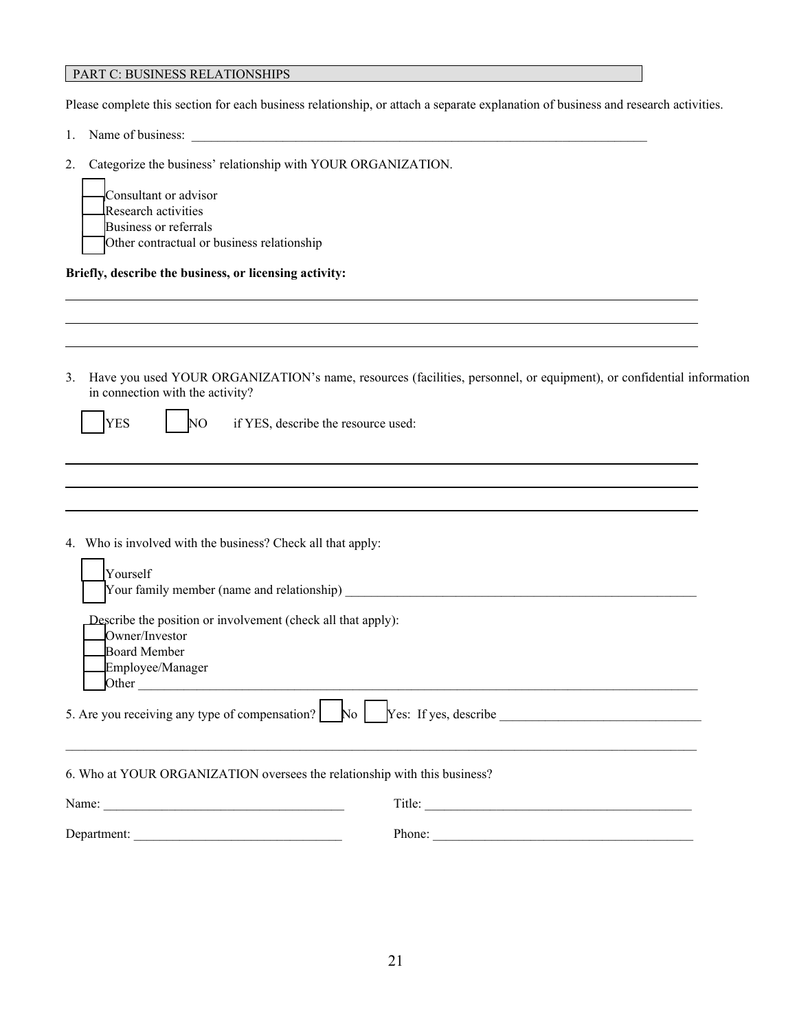## PART C: BUSINESS RELATIONSHIPS

Please complete this section for each business relationship, or attach a separate explanation of business and research activities.

1. Name of business: ___________________________________________________________________________

2. Categorize the business' relationship with YOUR ORGANIZATION.

   ☐ Consultant or advisor
   ☐ Research activities
   ☐ Business or referrals
   ☐ Other contractual or business relationship

**Briefly, describe the business, or licensing activity:**

______________________________________________________________________________________

______________________________________________________________________________________

______________________________________________________________________________________

3. Have you used YOUR ORGANIZATION's name, resources (facilities, personnel, or equipment), or confidential information in connection with the activity?

   ☐ YES ☐ NO if YES, describe the resource used:

______________________________________________________________________________________

______________________________________________________________________________________

______________________________________________________________________________________

4. Who is involved with the business? Check all that apply:

   ☐ Yourself
   ☐ Your family member (name and relationship) _______________________________________________________

   Describe the position or involvement (check all that apply):
   ☐ Owner/Investor
   ☐ Board Member
   ☐ Employee/Manager
   ☐ Other ___________________________________________________________________________________

5. Are you receiving any type of compensation? ☐ No ☐ Yes: If yes, describe ______________________________

______________________________________________________________________________________

6. Who at YOUR ORGANIZATION oversees the relationship with this business?

Name: ____________________________________ Title: ________________________________________

Department: _______________________________ Phone: _______________________________________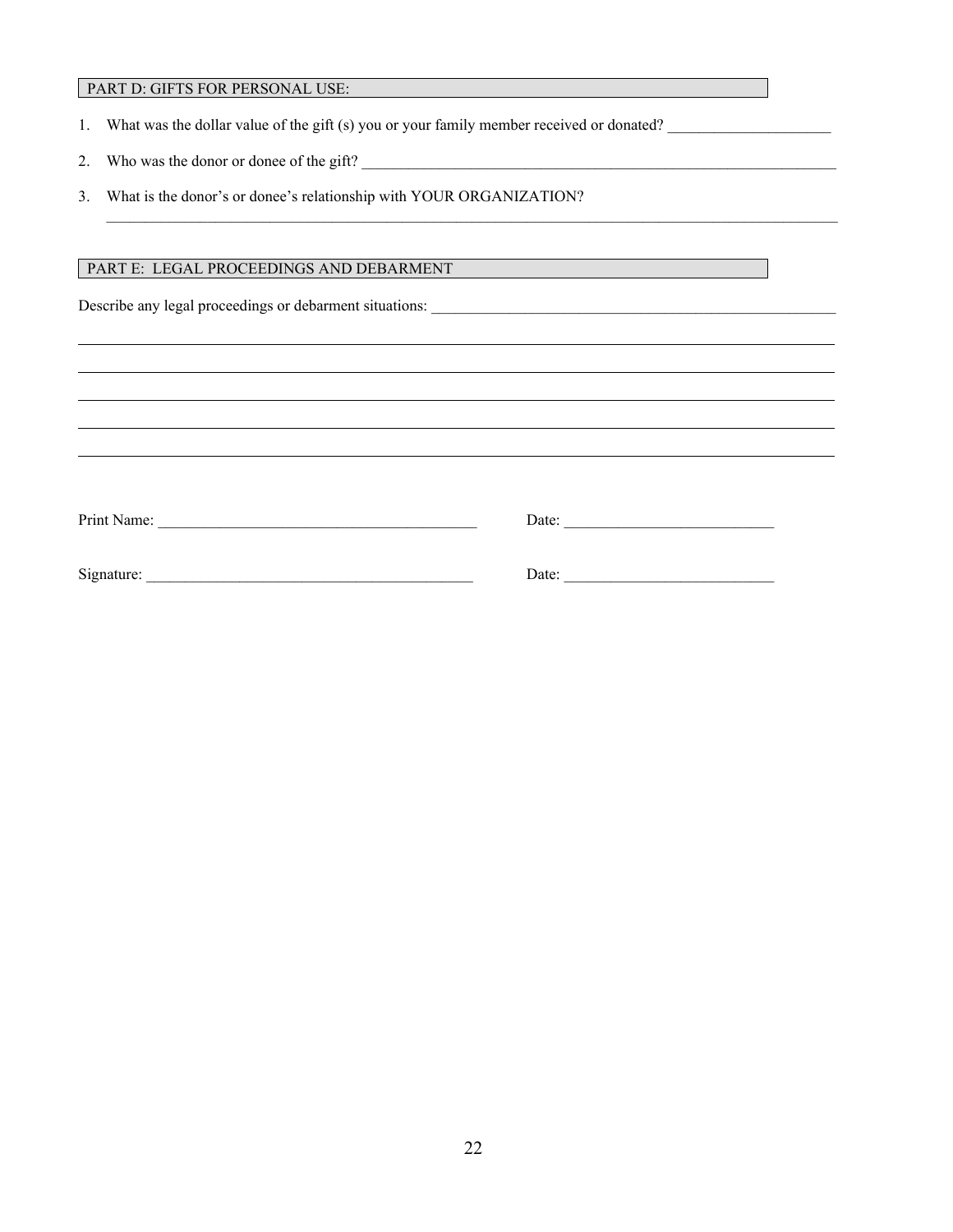## PART D: GIFTS FOR PERSONAL USE:

1. What was the dollar value of the gift (s) you or your family member received or donated? ____________________

2. Who was the donor or donee of the gift? ____________________________________________________________

3. What is the donor's or donee's relationship with YOUR ORGANIZATION?
   ____________________________________________________________________________________________

## PART E: LEGAL PROCEEDINGS AND DEBARMENT

Describe any legal proceedings or debarment situations: ______________________________________________________

____________________________________________________________________________________________

____________________________________________________________________________________________

____________________________________________________________________________________________

____________________________________________________________________________________________

____________________________________________________________________________________________

Print Name: ________________________________________ Date: ___________________________

Signature: _________________________________________ Date: ___________________________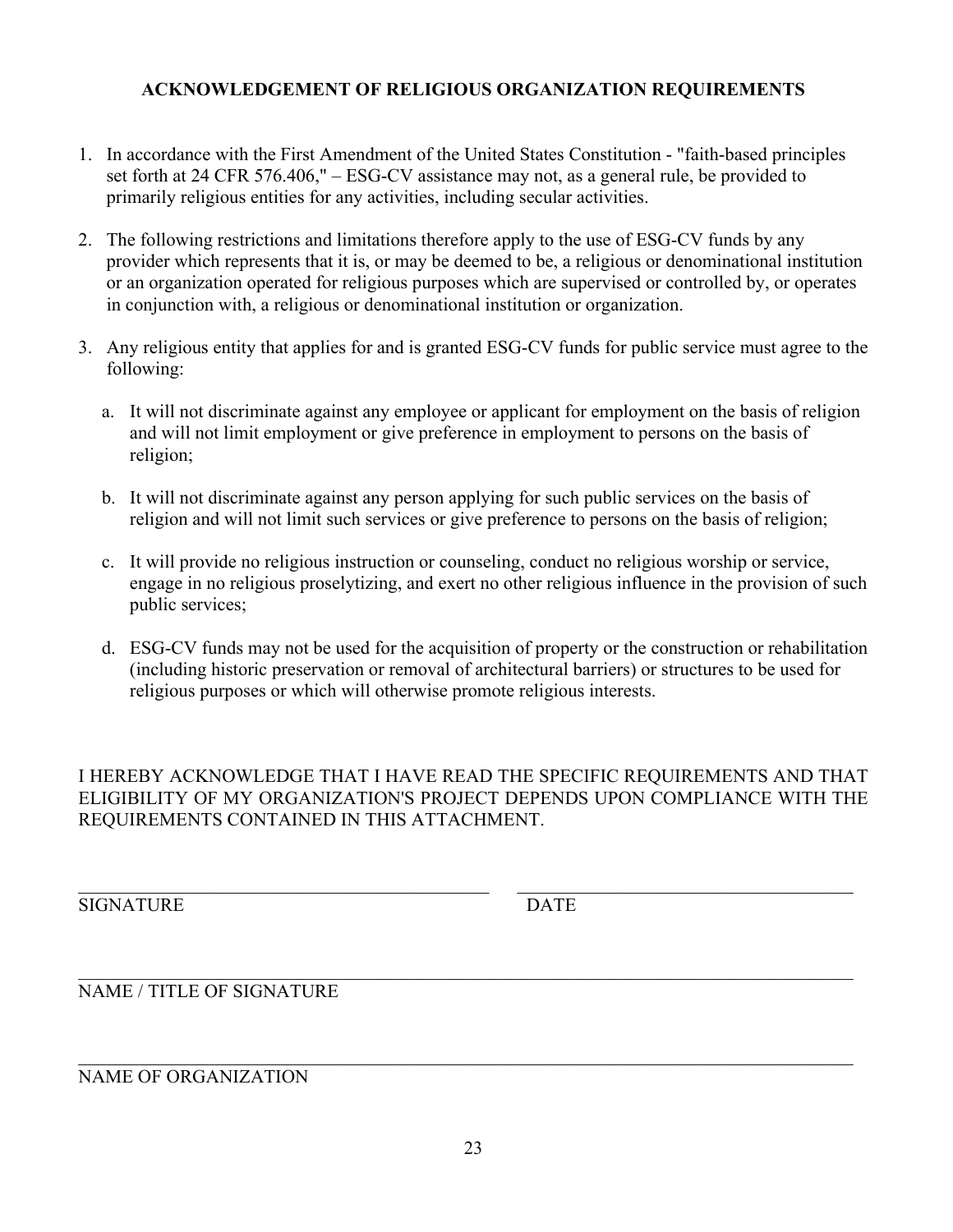**ACKNOWLEDGEMENT OF RELIGIOUS ORGANIZATION REQUIREMENTS**

1. In accordance with the First Amendment of the United States Constitution - "faith-based principles set forth at 24 CFR 576.406," – ESG-CV assistance may not, as a general rule, be provided to primarily religious entities for any activities, including secular activities.

2. The following restrictions and limitations therefore apply to the use of ESG-CV funds by any provider which represents that it is, or may be deemed to be, a religious or denominational institution or an organization operated for religious purposes which are supervised or controlled by, or operates in conjunction with, a religious or denominational institution or organization.

3. Any religious entity that applies for and is granted ESG-CV funds for public service must agree to the following:

   a. It will not discriminate against any employee or applicant for employment on the basis of religion and will not limit employment or give preference in employment to persons on the basis of religion;

   b. It will not discriminate against any person applying for such public services on the basis of religion and will not limit such services or give preference to persons on the basis of religion;

   c. It will provide no religious instruction or counseling, conduct no religious worship or service, engage in no religious proselytizing, and exert no other religious influence in the provision of such public services;

   d. ESG-CV funds may not be used for the acquisition of property or the construction or rehabilitation (including historic preservation or removal of architectural barriers) or structures to be used for religious purposes or which will otherwise promote religious interests.

I HEREBY ACKNOWLEDGE THAT I HAVE READ THE SPECIFIC REQUIREMENTS AND THAT ELIGIBILITY OF MY ORGANIZATION'S PROJECT DEPENDS UPON COMPLIANCE WITH THE REQUIREMENTS CONTAINED IN THIS ATTACHMENT.

_____________________________________________ _____________________________________

SIGNATURE DATE

____________________________________________________________________________________

NAME / TITLE OF SIGNATURE

____________________________________________________________________________________

NAME OF ORGANIZATION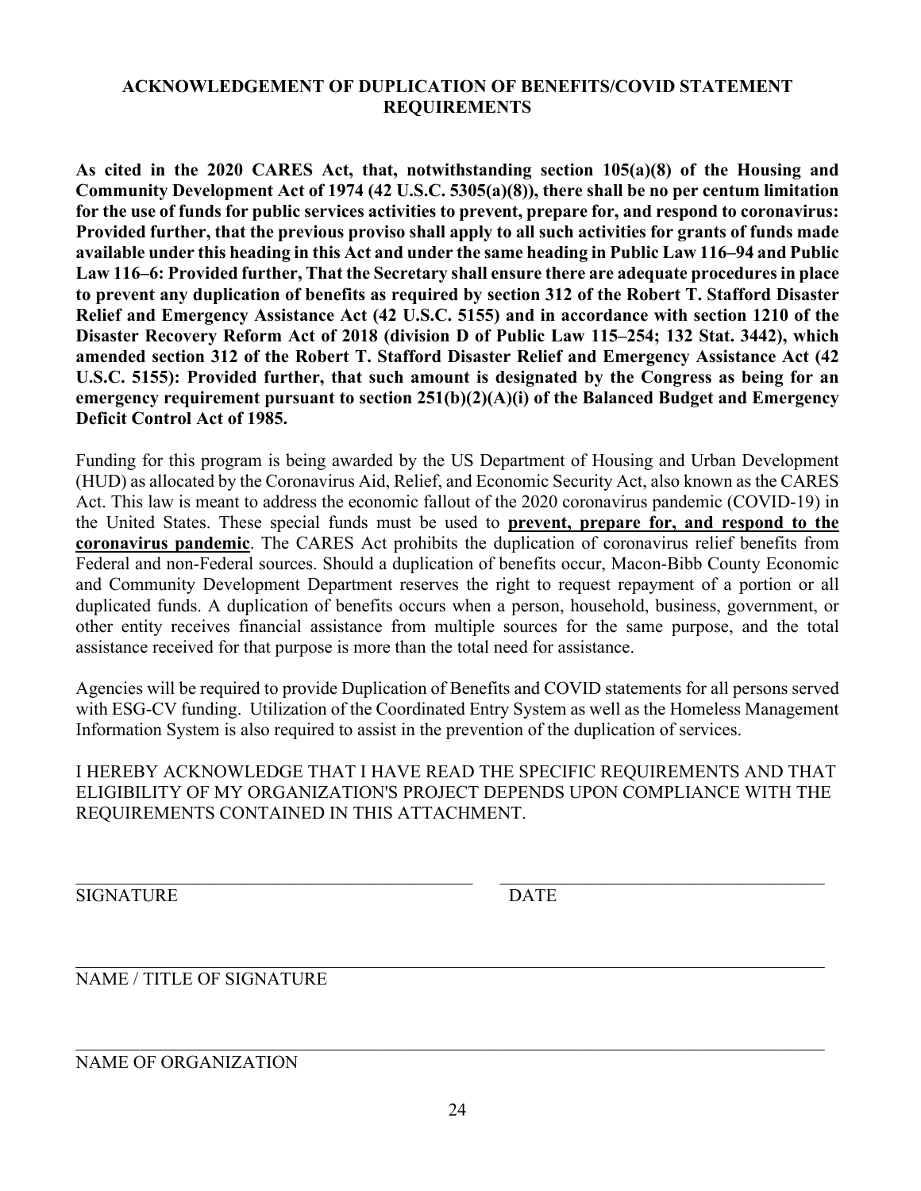## ACKNOWLEDGEMENT OF DUPLICATION OF BENEFITS/COVID STATEMENT REQUIREMENTS

**As cited in the 2020 CARES Act, that, notwithstanding section 105(a)(8) of the Housing and Community Development Act of 1974 (42 U.S.C. 5305(a)(8)), there shall be no per centum limitation for the use of funds for public services activities to prevent, prepare for, and respond to coronavirus: Provided further, that the previous proviso shall apply to all such activities for grants of funds made available under this heading in this Act and under the same heading in Public Law 116–94 and Public Law 116–6: Provided further, That the Secretary shall ensure there are adequate procedures in place to prevent any duplication of benefits as required by section 312 of the Robert T. Stafford Disaster Relief and Emergency Assistance Act (42 U.S.C. 5155) and in accordance with section 1210 of the Disaster Recovery Reform Act of 2018 (division D of Public Law 115–254; 132 Stat. 3442), which amended section 312 of the Robert T. Stafford Disaster Relief and Emergency Assistance Act (42 U.S.C. 5155): Provided further, that such amount is designated by the Congress as being for an emergency requirement pursuant to section 251(b)(2)(A)(i) of the Balanced Budget and Emergency Deficit Control Act of 1985.**

Funding for this program is being awarded by the US Department of Housing and Urban Development (HUD) as allocated by the Coronavirus Aid, Relief, and Economic Security Act, also known as the CARES Act. This law is meant to address the economic fallout of the 2020 coronavirus pandemic (COVID-19) in the United States. These special funds must be used to **<u>prevent, prepare for, and respond to the coronavirus pandemic</u>**. The CARES Act prohibits the duplication of coronavirus relief benefits from Federal and non-Federal sources. Should a duplication of benefits occur, Macon-Bibb County Economic and Community Development Department reserves the right to request repayment of a portion or all duplicated funds. A duplication of benefits occurs when a person, household, business, government, or other entity receives financial assistance from multiple sources for the same purpose, and the total assistance received for that purpose is more than the total need for assistance.

Agencies will be required to provide Duplication of Benefits and COVID statements for all persons served with ESG-CV funding. Utilization of the Coordinated Entry System as well as the Homeless Management Information System is also required to assist in the prevention of the duplication of services.

I HEREBY ACKNOWLEDGE THAT I HAVE READ THE SPECIFIC REQUIREMENTS AND THAT ELIGIBILITY OF MY ORGANIZATION'S PROJECT DEPENDS UPON COMPLIANCE WITH THE REQUIREMENTS CONTAINED IN THIS ATTACHMENT.

_______________________________________ _______________________________

SIGNATURE DATE

_______________________________________________________________________

NAME / TITLE OF SIGNATURE

_______________________________________________________________________

NAME OF ORGANIZATION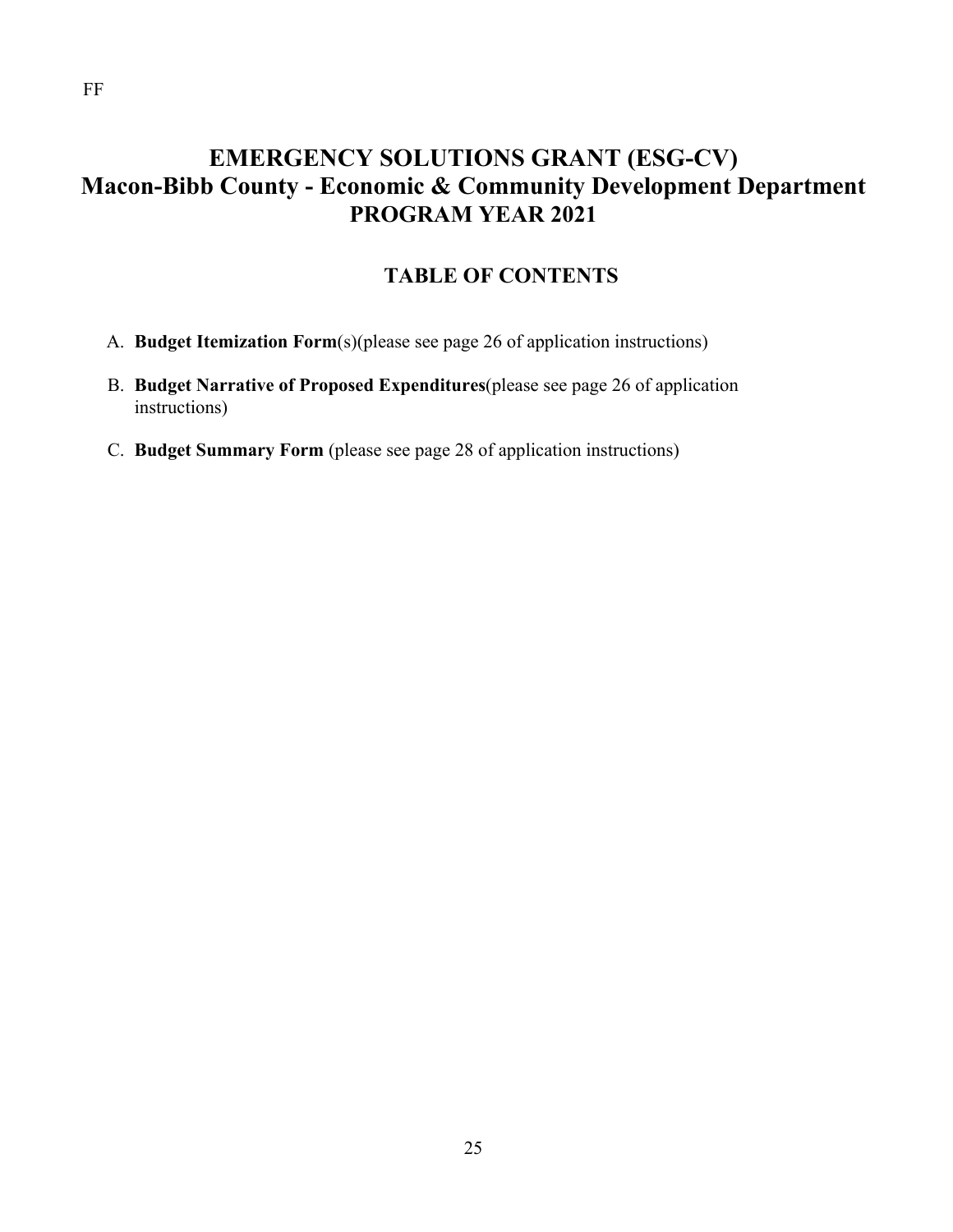FF

# EMERGENCY SOLUTIONS GRANT (ESG-CV)
# Macon-Bibb County - Economic & Community Development Department
# PROGRAM YEAR 2021

## TABLE OF CONTENTS

A. **Budget Itemization Form**(s)(please see page 26 of application instructions)

B. **Budget Narrative of Proposed Expenditures**(please see page 26 of application instructions)

C. **Budget Summary Form** (please see page 28 of application instructions)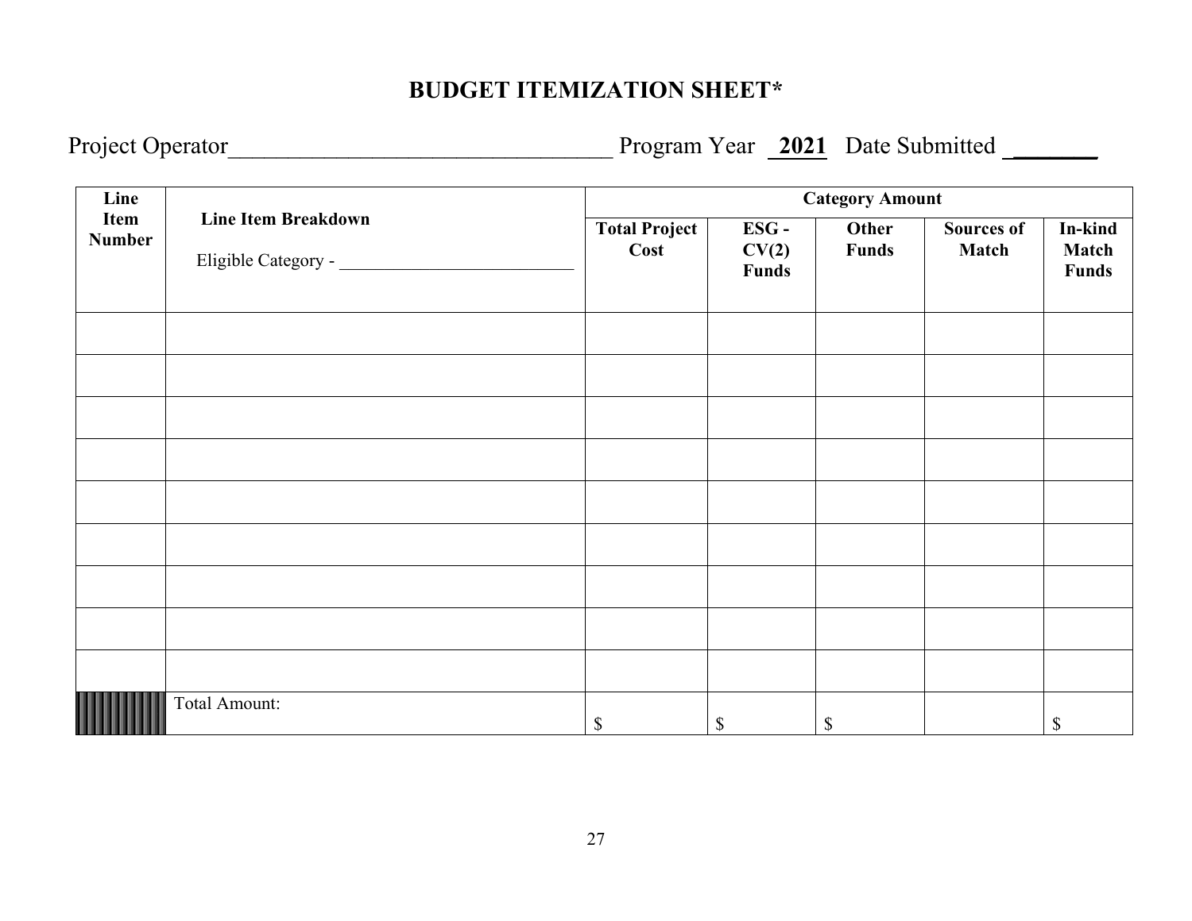# BUDGET ITEMIZATION SHEET*

Project Operator________________________________ Program Year **2021** Date Submitted _______

| Line Item Number | Line Item Breakdown<br><br>Eligible Category - ___________________________ | Category Amount | | | | |
|---|---|---|---|---|---|---|
| | | **Total Project Cost** | **ESG - CV(2) Funds** | **Other Funds** | **Sources of Match** | **In-kind Match Funds** |
| | | | | | | |
| | | | | | | |
| | | | | | | |
| | | | | | | |
| | | | | | | |
| | | | | | | |
| | | | | | | |
| | | | | | | |
| | | | | | | |
| | Total Amount: | $ | $ | $ | | $ |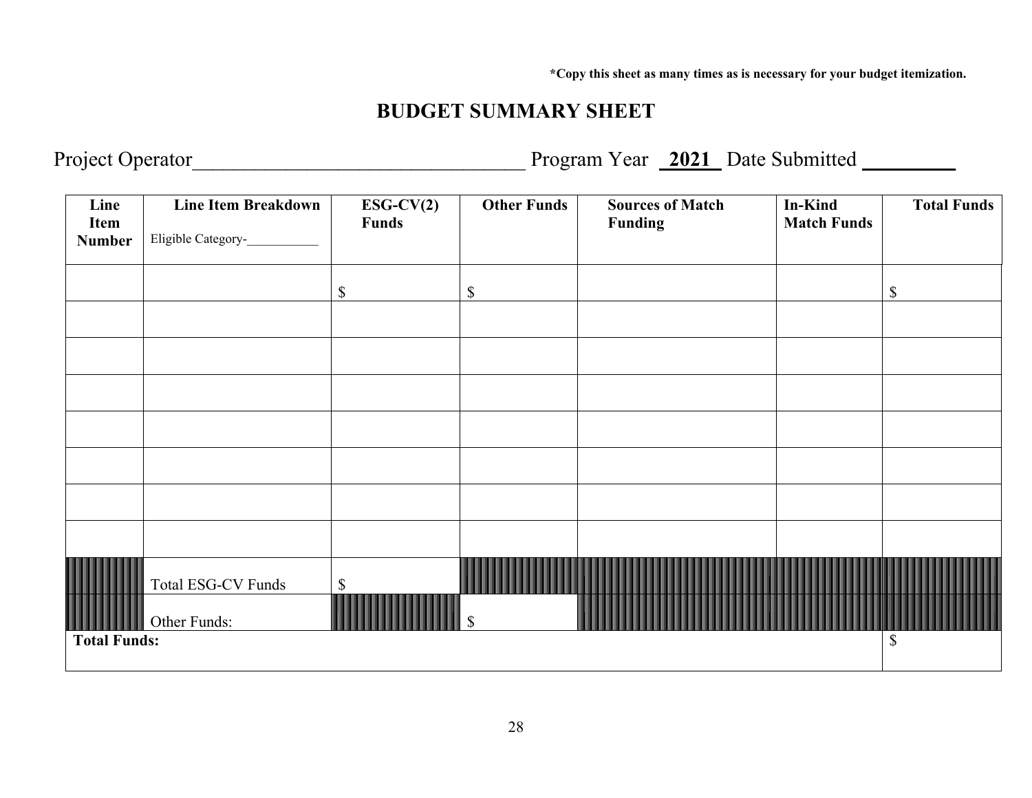*Copy this sheet as many times as is necessary for your budget itemization.

# BUDGET SUMMARY SHEET

Project Operator_______________________________ Program Year **2021** Date Submitted _________

| Line Item Number | Line Item Breakdown<br>Eligible Category-___________ | ESG-CV(2) Funds | Other Funds | Sources of Match Funding | In-Kind Match Funds | Total Funds |
|---|---|---|---|---|---|---|
| | | $ | $ | | | $ |
| | | | | | | |
| | | | | | | |
| | | | | | | |
| | | | | | | |
| | | | | | | |
| | | | | | | |
| | | | | | | |
| | Total ESG-CV Funds | $ | | | | |
| | Other Funds: | | $ | | | |
| **Total Funds:** | | | | | | $ |